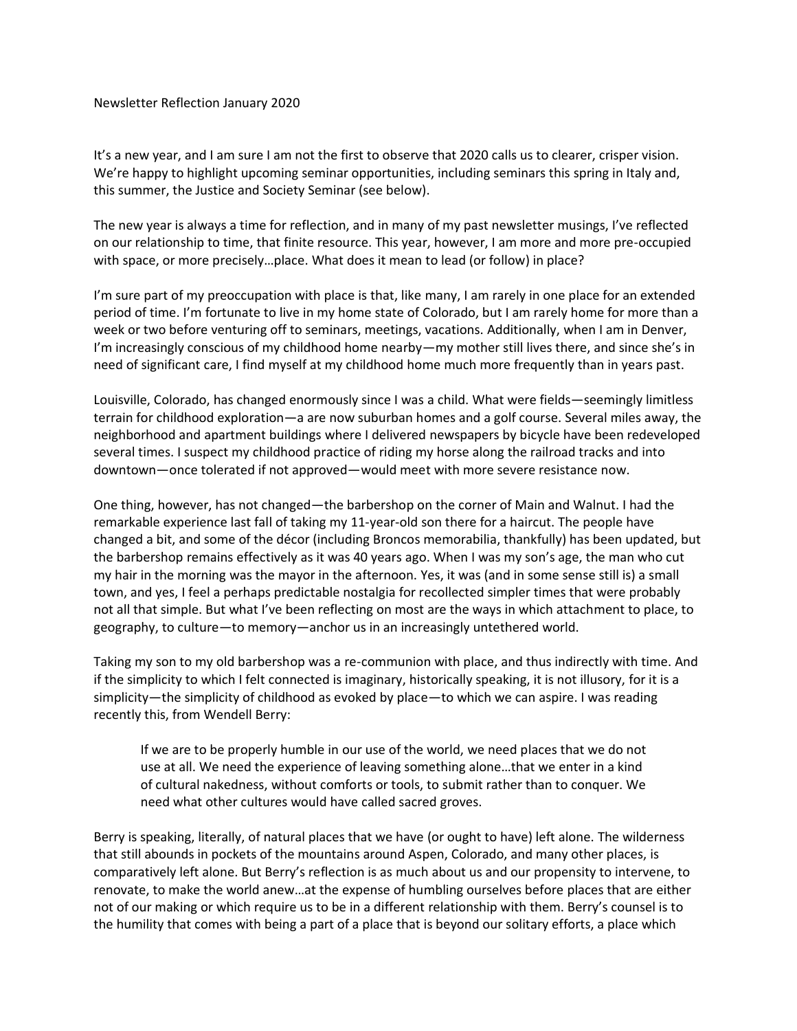Newsletter Reflection January 2020

It's a new year, and I am sure I am not the first to observe that 2020 calls us to clearer, crisper vision. We're happy to highlight upcoming seminar opportunities, including seminars this spring in Italy and, this summer, the Justice and Society Seminar (see below).

The new year is always a time for reflection, and in many of my past newsletter musings, I've reflected on our relationship to time, that finite resource. This year, however, I am more and more pre-occupied with space, or more precisely…place. What does it mean to lead (or follow) in place?

I'm sure part of my preoccupation with place is that, like many, I am rarely in one place for an extended period of time. I'm fortunate to live in my home state of Colorado, but I am rarely home for more than a week or two before venturing off to seminars, meetings, vacations. Additionally, when I am in Denver, I'm increasingly conscious of my childhood home nearby—my mother still lives there, and since she's in need of significant care, I find myself at my childhood home much more frequently than in years past.

Louisville, Colorado, has changed enormously since I was a child. What were fields—seemingly limitless terrain for childhood exploration—a are now suburban homes and a golf course. Several miles away, the neighborhood and apartment buildings where I delivered newspapers by bicycle have been redeveloped several times. I suspect my childhood practice of riding my horse along the railroad tracks and into downtown—once tolerated if not approved—would meet with more severe resistance now.

One thing, however, has not changed—the barbershop on the corner of Main and Walnut. I had the remarkable experience last fall of taking my 11-year-old son there for a haircut. The people have changed a bit, and some of the décor (including Broncos memorabilia, thankfully) has been updated, but the barbershop remains effectively as it was 40 years ago. When I was my son's age, the man who cut my hair in the morning was the mayor in the afternoon. Yes, it was (and in some sense still is) a small town, and yes, I feel a perhaps predictable nostalgia for recollected simpler times that were probably not all that simple. But what I've been reflecting on most are the ways in which attachment to place, to geography, to culture—to memory—anchor us in an increasingly untethered world.

Taking my son to my old barbershop was a re-communion with place, and thus indirectly with time. And if the simplicity to which I felt connected is imaginary, historically speaking, it is not illusory, for it is a simplicity—the simplicity of childhood as evoked by place—to which we can aspire. I was reading recently this, from Wendell Berry:

> If we are to be properly humble in our use of the world, we need places that we do not use at all. We need the experience of leaving something alone…that we enter in a kind of cultural nakedness, without comforts or tools, to submit rather than to conquer. We need what other cultures would have called sacred groves.

Berry is speaking, literally, of natural places that we have (or ought to have) left alone. The wilderness that still abounds in pockets of the mountains around Aspen, Colorado, and many other places, is comparatively left alone. But Berry's reflection is as much about us and our propensity to intervene, to renovate, to make the world anew…at the expense of humbling ourselves before places that are either not of our making or which require us to be in a different relationship with them. Berry's counsel is to the humility that comes with being a part of a place that is beyond our solitary efforts, a place which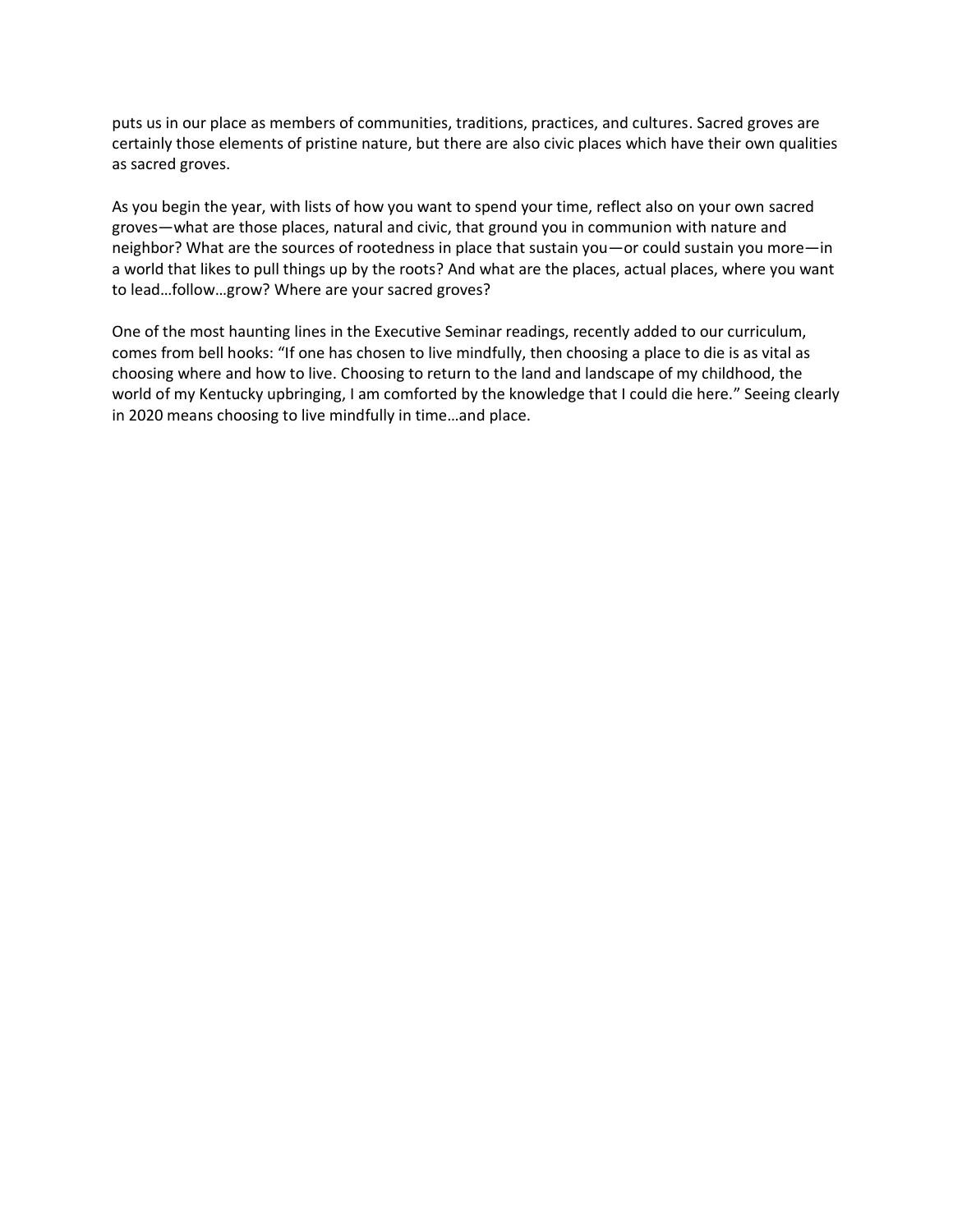puts us in our place as members of communities, traditions, practices, and cultures. Sacred groves are certainly those elements of pristine nature, but there are also civic places which have their own qualities as sacred groves.

As you begin the year, with lists of how you want to spend your time, reflect also on your own sacred groves—what are those places, natural and civic, that ground you in communion with nature and neighbor? What are the sources of rootedness in place that sustain you—or could sustain you more—in a world that likes to pull things up by the roots? And what are the places, actual places, where you want to lead…follow…grow? Where are your sacred groves?

One of the most haunting lines in the Executive Seminar readings, recently added to our curriculum, comes from bell hooks: "If one has chosen to live mindfully, then choosing a place to die is as vital as choosing where and how to live. Choosing to return to the land and landscape of my childhood, the world of my Kentucky upbringing, I am comforted by the knowledge that I could die here." Seeing clearly in 2020 means choosing to live mindfully in time…and place.